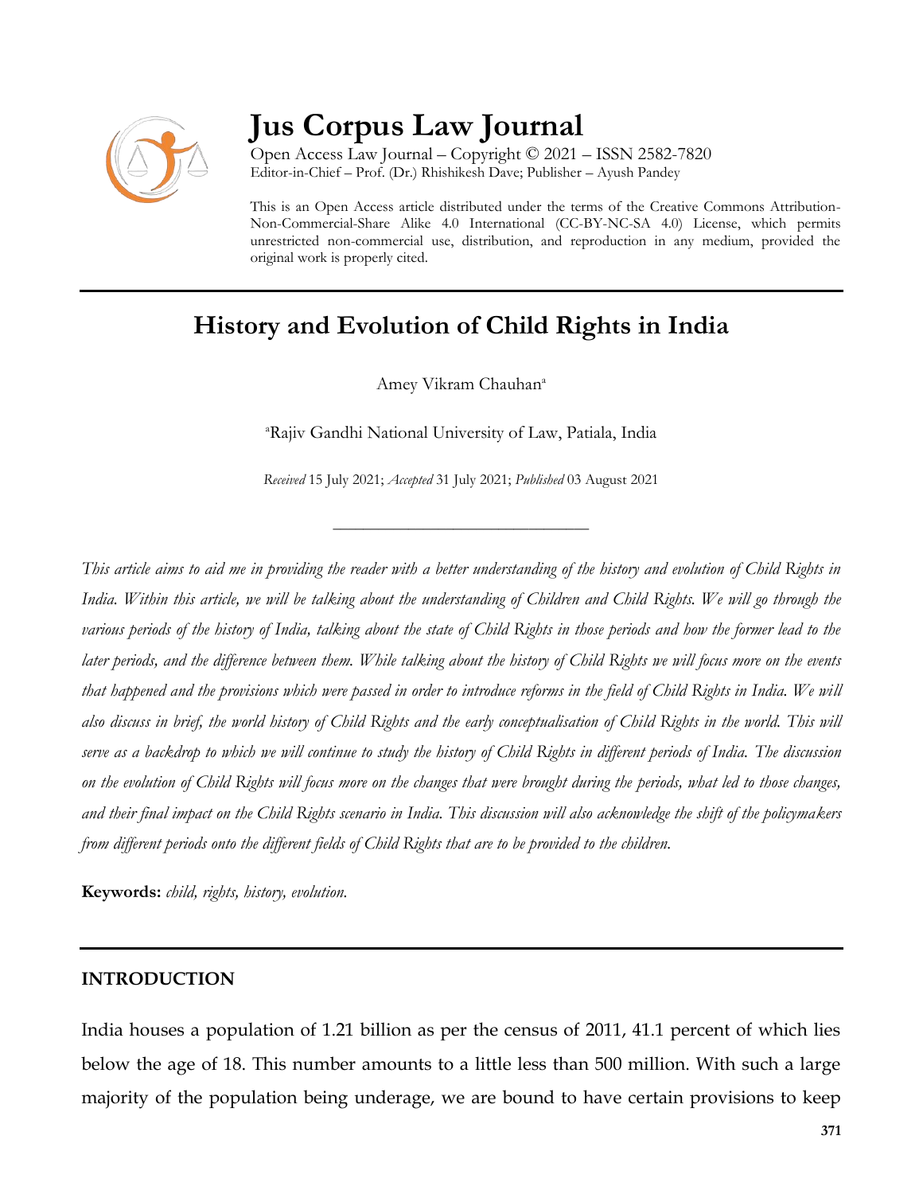# Jus Corpus Law Journal

Open Access Law Journal – Copyright © 2021 – ISSN 2582-7820
Editor-in-Chief – Prof. (Dr.) Rhishikesh Dave; Publisher – Ayush Pandey

This is an Open Access article distributed under the terms of the Creative Commons Attribution-Non-Commercial-Share Alike 4.0 International (CC-BY-NC-SA 4.0) License, which permits unrestricted non-commercial use, distribution, and reproduction in any medium, provided the original work is properly cited.

## History and Evolution of Child Rights in India

Amey Vikram Chauhan[a]

[a]Rajiv Gandhi National University of Law, Patiala, India

*Received* 15 July 2021; *Accepted* 31 July 2021; *Published* 03 August 2021

---

*This article aims to aid me in providing the reader with a better understanding of the history and evolution of Child Rights in India. Within this article, we will be talking about the understanding of Children and Child Rights. We will go through the various periods of the history of India, talking about the state of Child Rights in those periods and how the former lead to the later periods, and the difference between them. While talking about the history of Child Rights we will focus more on the events that happened and the provisions which were passed in order to introduce reforms in the field of Child Rights in India. We will also discuss in brief, the world history of Child Rights and the early conceptualisation of Child Rights in the world. This will serve as a backdrop to which we will continue to study the history of Child Rights in different periods of India. The discussion on the evolution of Child Rights will focus more on the changes that were brought during the periods, what led to those changes, and their final impact on the Child Rights scenario in India. This discussion will also acknowledge the shift of the policymakers from different periods onto the different fields of Child Rights that are to be provided to the children.*

**Keywords:** *child, rights, history, evolution.*

---

### INTRODUCTION

India houses a population of 1.21 billion as per the census of 2011, 41.1 percent of which lies below the age of 18. This number amounts to a little less than 500 million. With such a large majority of the population being underage, we are bound to have certain provisions to keep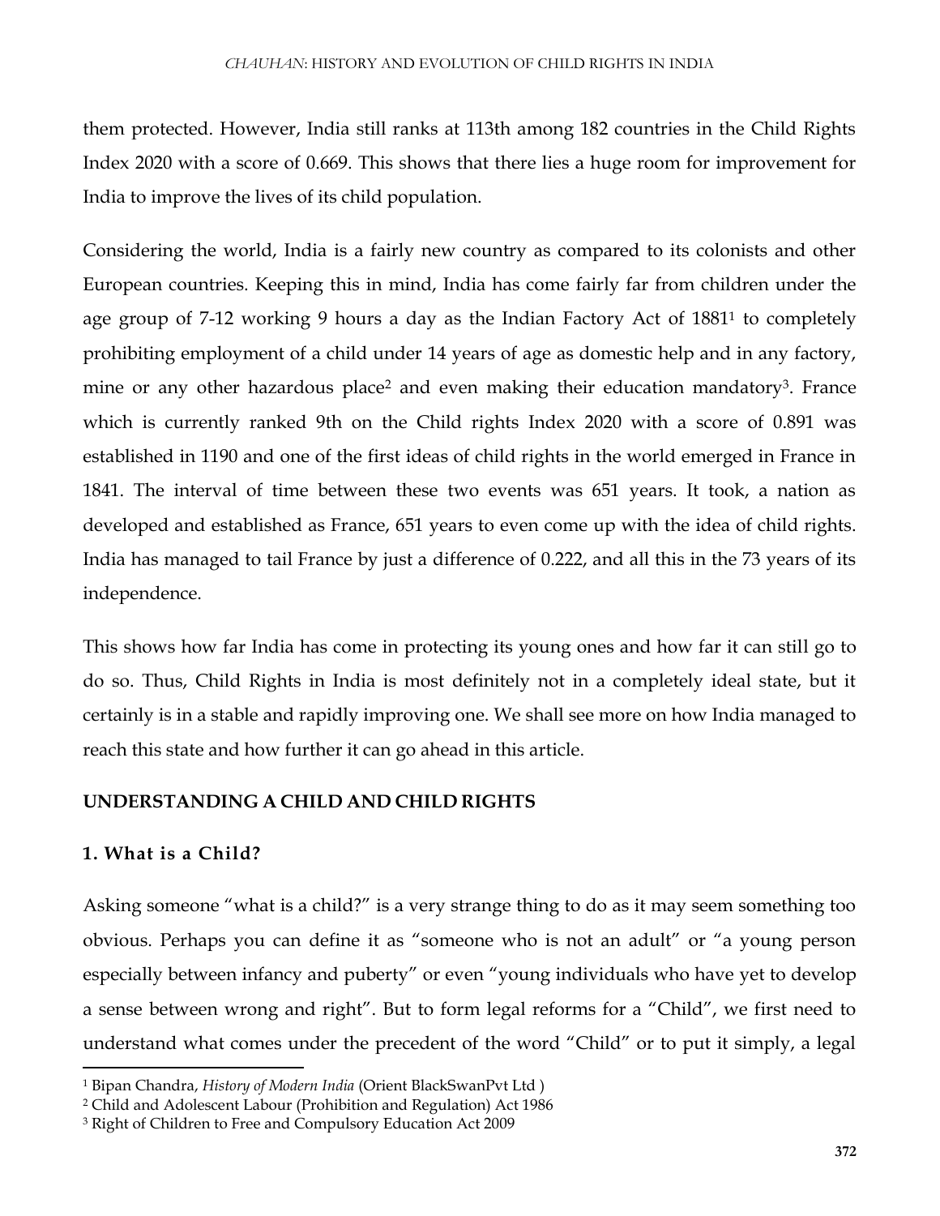them protected. However, India still ranks at 113th among 182 countries in the Child Rights Index 2020 with a score of 0.669. This shows that there lies a huge room for improvement for India to improve the lives of its child population.

Considering the world, India is a fairly new country as compared to its colonists and other European countries. Keeping this in mind, India has come fairly far from children under the age group of 7-12 working 9 hours a day as the Indian Factory Act of 1881[1] to completely prohibiting employment of a child under 14 years of age as domestic help and in any factory, mine or any other hazardous place[2] and even making their education mandatory[3]. France which is currently ranked 9th on the Child rights Index 2020 with a score of 0.891 was established in 1190 and one of the first ideas of child rights in the world emerged in France in 1841. The interval of time between these two events was 651 years. It took, a nation as developed and established as France, 651 years to even come up with the idea of child rights. India has managed to tail France by just a difference of 0.222, and all this in the 73 years of its independence.

This shows how far India has come in protecting its young ones and how far it can still go to do so. Thus, Child Rights in India is most definitely not in a completely ideal state, but it certainly is in a stable and rapidly improving one. We shall see more on how India managed to reach this state and how further it can go ahead in this article.

## UNDERSTANDING A CHILD AND CHILD RIGHTS

### 1. What is a Child?

Asking someone "what is a child?" is a very strange thing to do as it may seem something too obvious. Perhaps you can define it as "someone who is not an adult" or "a young person especially between infancy and puberty" or even "young individuals who have yet to develop a sense between wrong and right". But to form legal reforms for a "Child", we first need to understand what comes under the precedent of the word "Child" or to put it simply, a legal

---

[1] Bipan Chandra, *History of Modern India* (Orient BlackSwanPvt Ltd )

[2] Child and Adolescent Labour (Prohibition and Regulation) Act 1986

[3] Right of Children to Free and Compulsory Education Act 2009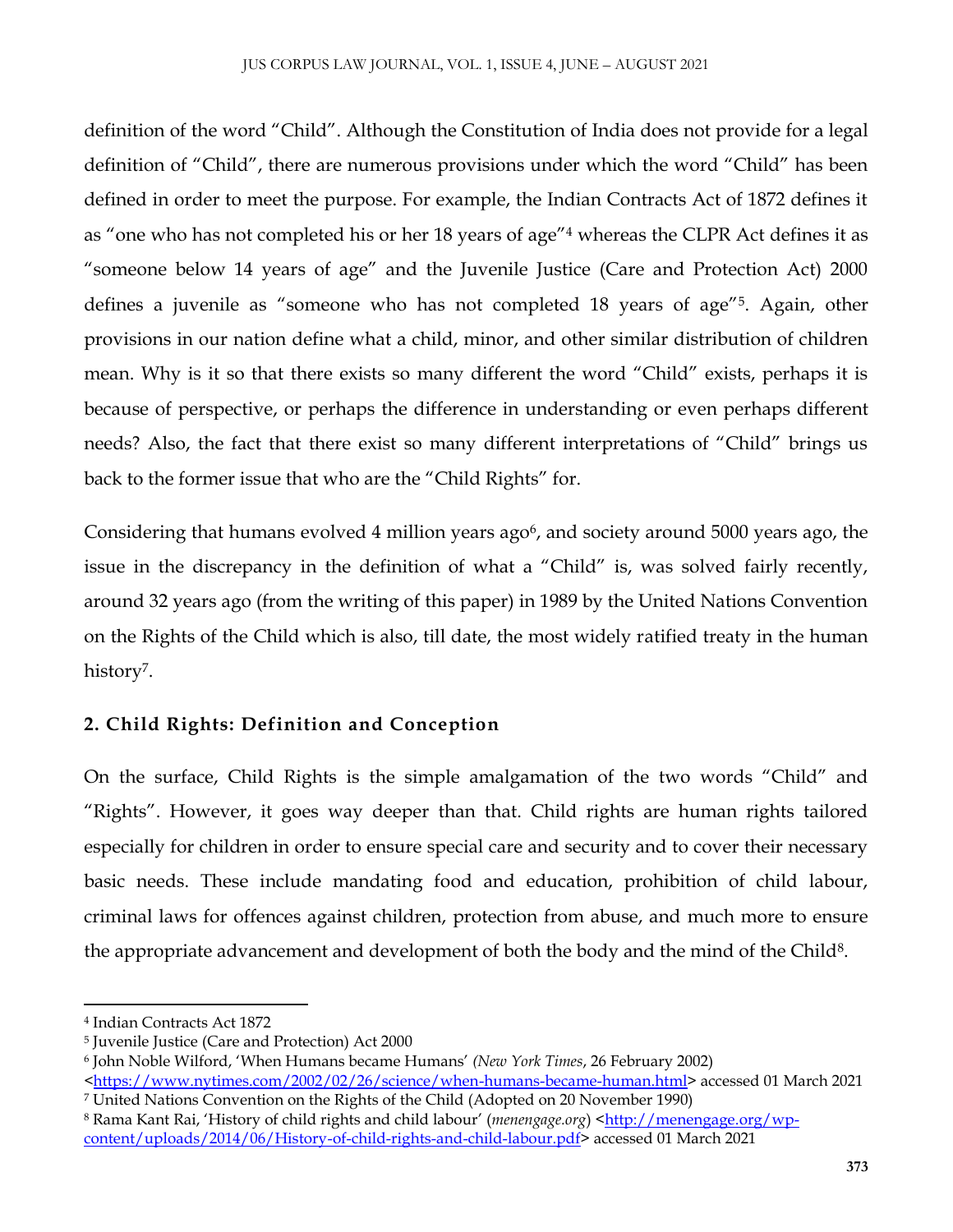definition of the word "Child". Although the Constitution of India does not provide for a legal definition of "Child", there are numerous provisions under which the word "Child" has been defined in order to meet the purpose. For example, the Indian Contracts Act of 1872 defines it as "one who has not completed his or her 18 years of age"[4] whereas the CLPR Act defines it as "someone below 14 years of age" and the Juvenile Justice (Care and Protection Act) 2000 defines a juvenile as "someone who has not completed 18 years of age"[5]. Again, other provisions in our nation define what a child, minor, and other similar distribution of children mean. Why is it so that there exists so many different the word "Child" exists, perhaps it is because of perspective, or perhaps the difference in understanding or even perhaps different needs? Also, the fact that there exist so many different interpretations of "Child" brings us back to the former issue that who are the "Child Rights" for.

Considering that humans evolved 4 million years ago[6], and society around 5000 years ago, the issue in the discrepancy in the definition of what a "Child" is, was solved fairly recently, around 32 years ago (from the writing of this paper) in 1989 by the United Nations Convention on the Rights of the Child which is also, till date, the most widely ratified treaty in the human history[7].

## 2. Child Rights: Definition and Conception

On the surface, Child Rights is the simple amalgamation of the two words "Child" and "Rights". However, it goes way deeper than that. Child rights are human rights tailored especially for children in order to ensure special care and security and to cover their necessary basic needs. These include mandating food and education, prohibition of child labour, criminal laws for offences against children, protection from abuse, and much more to ensure the appropriate advancement and development of both the body and the mind of the Child[8].

---

[4] Indian Contracts Act 1872

[5] Juvenile Justice (Care and Protection) Act 2000

[6] John Noble Wilford, 'When Humans became Humans' *(New York Times*, 26 February 2002) <https://www.nytimes.com/2002/02/26/science/when-humans-became-human.html> accessed 01 March 2021

[7] United Nations Convention on the Rights of the Child (Adopted on 20 November 1990)

[8] Rama Kant Rai, 'History of child rights and child labour' (*menengage.org*) <http://menengage.org/wp-content/uploads/2014/06/History-of-child-rights-and-child-labour.pdf> accessed 01 March 2021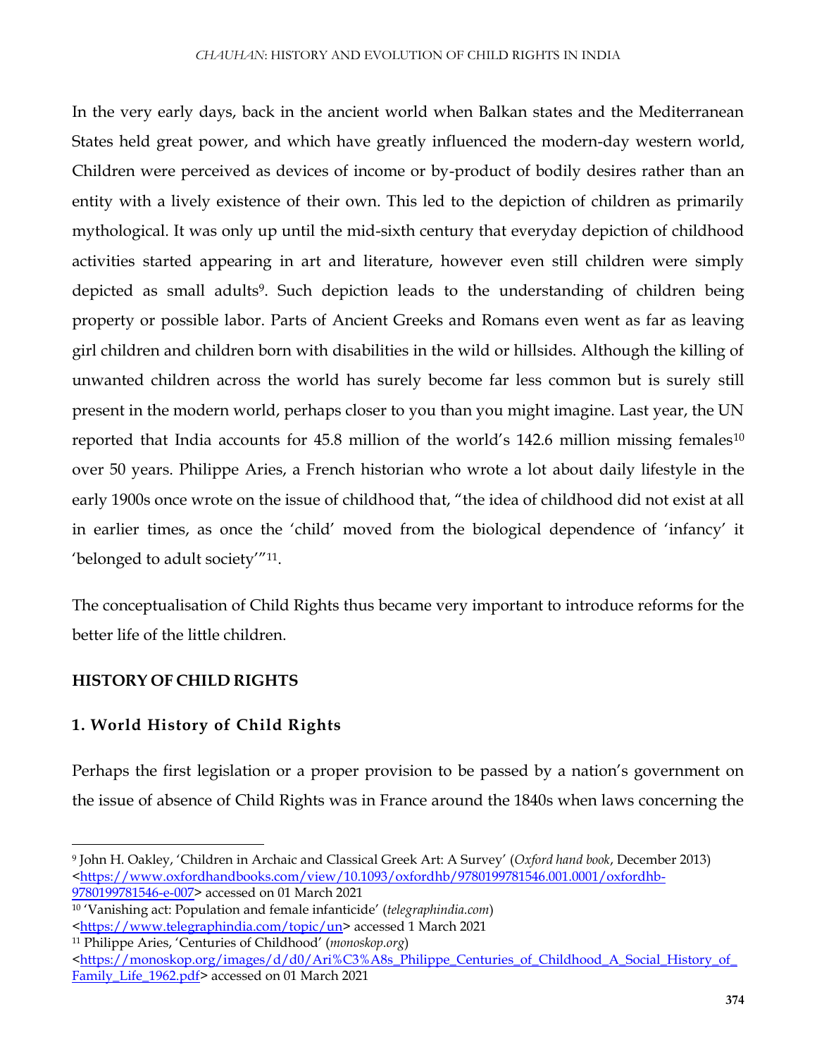In the very early days, back in the ancient world when Balkan states and the Mediterranean States held great power, and which have greatly influenced the modern-day western world, Children were perceived as devices of income or by-product of bodily desires rather than an entity with a lively existence of their own. This led to the depiction of children as primarily mythological. It was only up until the mid-sixth century that everyday depiction of childhood activities started appearing in art and literature, however even still children were simply depicted as small adults[9]. Such depiction leads to the understanding of children being property or possible labor. Parts of Ancient Greeks and Romans even went as far as leaving girl children and children born with disabilities in the wild or hillsides. Although the killing of unwanted children across the world has surely become far less common but is surely still present in the modern world, perhaps closer to you than you might imagine. Last year, the UN reported that India accounts for 45.8 million of the world's 142.6 million missing females[10] over 50 years. Philippe Aries, a French historian who wrote a lot about daily lifestyle in the early 1900s once wrote on the issue of childhood that, "the idea of childhood did not exist at all in earlier times, as once the 'child' moved from the biological dependence of 'infancy' it 'belonged to adult society'"[11].

The conceptualisation of Child Rights thus became very important to introduce reforms for the better life of the little children.

## HISTORY OF CHILD RIGHTS

### 1. World History of Child Rights

Perhaps the first legislation or a proper provision to be passed by a nation's government on the issue of absence of Child Rights was in France around the 1840s when laws concerning the

---

[9] John H. Oakley, 'Children in Archaic and Classical Greek Art: A Survey' (*Oxford hand book*, December 2013) <https://www.oxfordhandbooks.com/view/10.1093/oxfordhb/9780199781546.001.0001/oxfordhb-9780199781546-e-007> accessed on 01 March 2021

[10] 'Vanishing act: Population and female infanticide' (*telegraphindia.com*) <https://www.telegraphindia.com/topic/un> accessed 1 March 2021

[11] Philippe Aries, 'Centuries of Childhood' (*monoskop.org*) <https://monoskop.org/images/d/d0/Ari%C3%A8s_Philippe_Centuries_of_Childhood_A_Social_History_of_Family_Life_1962.pdf> accessed on 01 March 2021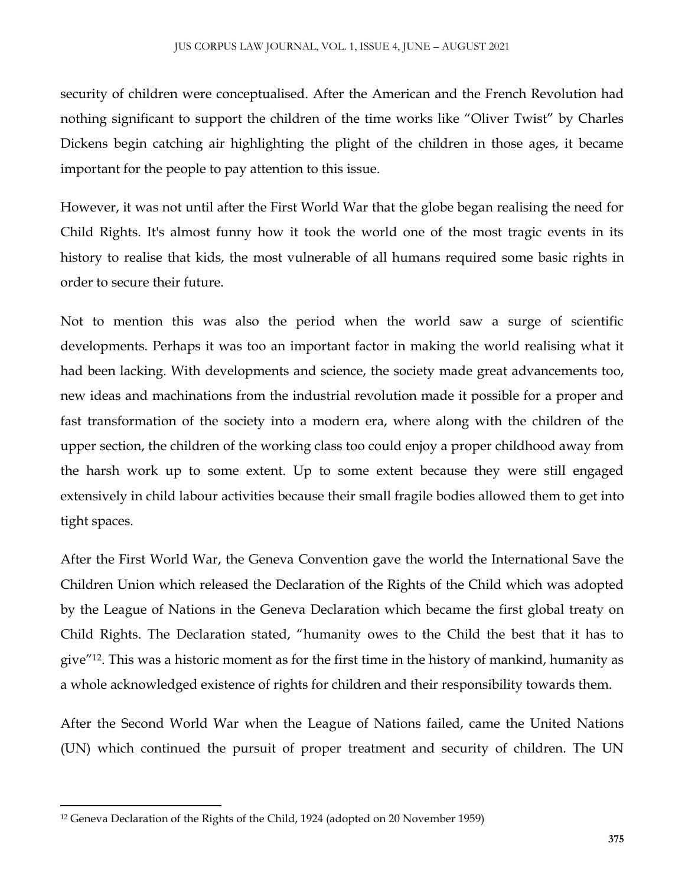security of children were conceptualised. After the American and the French Revolution had nothing significant to support the children of the time works like "Oliver Twist" by Charles Dickens begin catching air highlighting the plight of the children in those ages, it became important for the people to pay attention to this issue.

However, it was not until after the First World War that the globe began realising the need for Child Rights. It's almost funny how it took the world one of the most tragic events in its history to realise that kids, the most vulnerable of all humans required some basic rights in order to secure their future.

Not to mention this was also the period when the world saw a surge of scientific developments. Perhaps it was too an important factor in making the world realising what it had been lacking. With developments and science, the society made great advancements too, new ideas and machinations from the industrial revolution made it possible for a proper and fast transformation of the society into a modern era, where along with the children of the upper section, the children of the working class too could enjoy a proper childhood away from the harsh work up to some extent. Up to some extent because they were still engaged extensively in child labour activities because their small fragile bodies allowed them to get into tight spaces.

After the First World War, the Geneva Convention gave the world the International Save the Children Union which released the Declaration of the Rights of the Child which was adopted by the League of Nations in the Geneva Declaration which became the first global treaty on Child Rights. The Declaration stated, "humanity owes to the Child the best that it has to give"[12]. This was a historic moment as for the first time in the history of mankind, humanity as a whole acknowledged existence of rights for children and their responsibility towards them.

After the Second World War when the League of Nations failed, came the United Nations (UN) which continued the pursuit of proper treatment and security of children. The UN

---

[12] Geneva Declaration of the Rights of the Child, 1924 (adopted on 20 November 1959)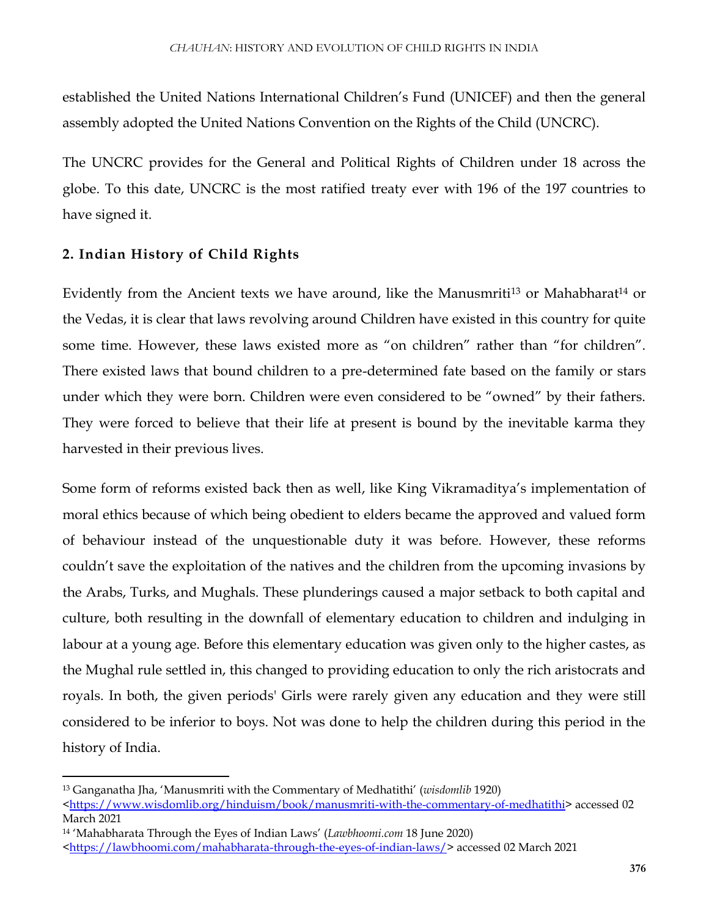established the United Nations International Children's Fund (UNICEF) and then the general assembly adopted the United Nations Convention on the Rights of the Child (UNCRC).

The UNCRC provides for the General and Political Rights of Children under 18 across the globe. To this date, UNCRC is the most ratified treaty ever with 196 of the 197 countries to have signed it.

## 2. Indian History of Child Rights

Evidently from the Ancient texts we have around, like the Manusmriti[13] or Mahabharat[14] or the Vedas, it is clear that laws revolving around Children have existed in this country for quite some time. However, these laws existed more as "on children" rather than "for children". There existed laws that bound children to a pre-determined fate based on the family or stars under which they were born. Children were even considered to be "owned" by their fathers. They were forced to believe that their life at present is bound by the inevitable karma they harvested in their previous lives.

Some form of reforms existed back then as well, like King Vikramaditya's implementation of moral ethics because of which being obedient to elders became the approved and valued form of behaviour instead of the unquestionable duty it was before. However, these reforms couldn't save the exploitation of the natives and the children from the upcoming invasions by the Arabs, Turks, and Mughals. These plunderings caused a major setback to both capital and culture, both resulting in the downfall of elementary education to children and indulging in labour at a young age. Before this elementary education was given only to the higher castes, as the Mughal rule settled in, this changed to providing education to only the rich aristocrats and royals. In both, the given periods' Girls were rarely given any education and they were still considered to be inferior to boys. Not was done to help the children during this period in the history of India.

---

[13] Ganganatha Jha, 'Manusmriti with the Commentary of Medhatithi' (*wisdomlib* 1920) <https://www.wisdomlib.org/hinduism/book/manusmriti-with-the-commentary-of-medhatithi> accessed 02 March 2021

[14] 'Mahabharata Through the Eyes of Indian Laws' (*Lawbhoomi.com* 18 June 2020) <https://lawbhoomi.com/mahabharata-through-the-eyes-of-indian-laws/> accessed 02 March 2021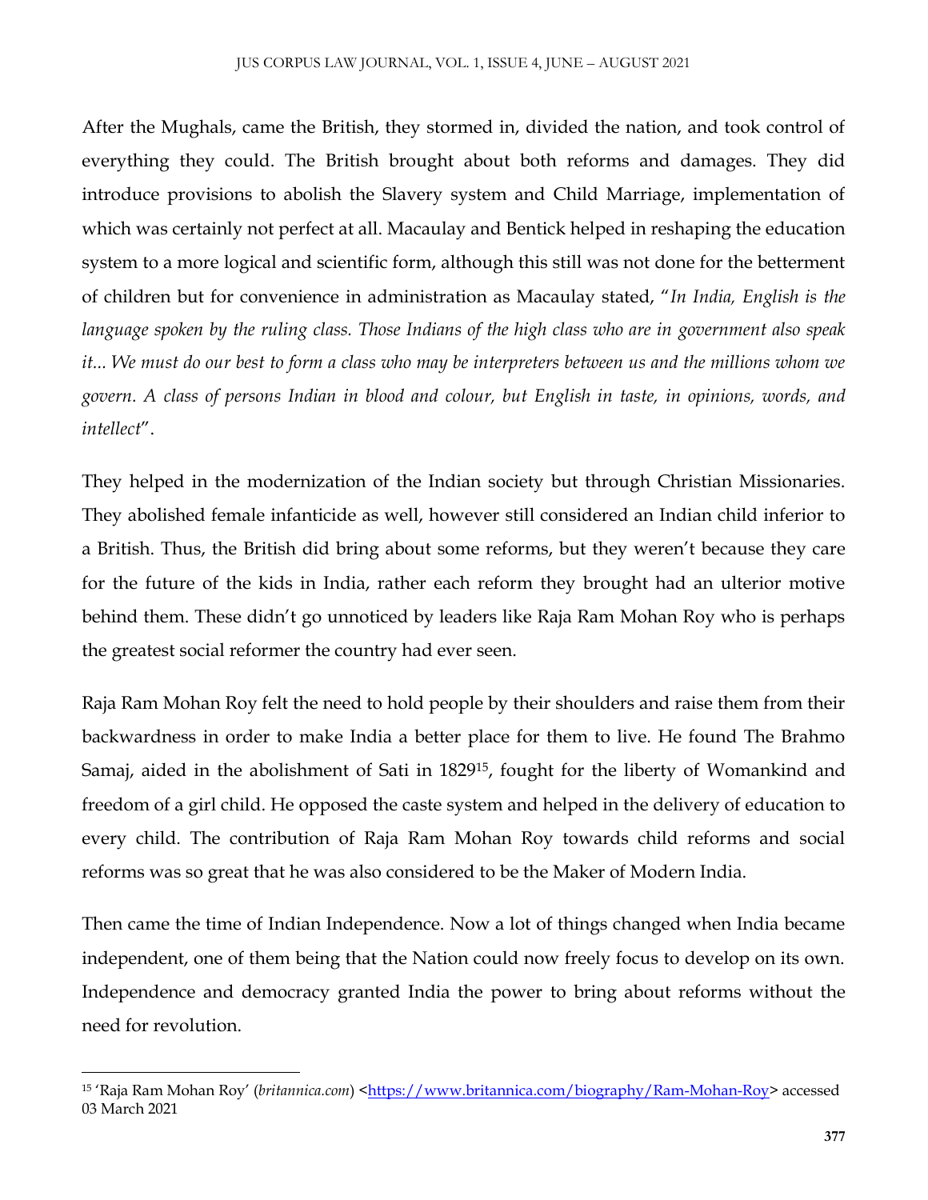After the Mughals, came the British, they stormed in, divided the nation, and took control of everything they could. The British brought about both reforms and damages. They did introduce provisions to abolish the Slavery system and Child Marriage, implementation of which was certainly not perfect at all. Macaulay and Bentick helped in reshaping the education system to a more logical and scientific form, although this still was not done for the betterment of children but for convenience in administration as Macaulay stated, "*In India, English is the language spoken by the ruling class. Those Indians of the high class who are in government also speak it... We must do our best to form a class who may be interpreters between us and the millions whom we govern. A class of persons Indian in blood and colour, but English in taste, in opinions, words, and intellect*".

They helped in the modernization of the Indian society but through Christian Missionaries. They abolished female infanticide as well, however still considered an Indian child inferior to a British. Thus, the British did bring about some reforms, but they weren't because they care for the future of the kids in India, rather each reform they brought had an ulterior motive behind them. These didn't go unnoticed by leaders like Raja Ram Mohan Roy who is perhaps the greatest social reformer the country had ever seen.

Raja Ram Mohan Roy felt the need to hold people by their shoulders and raise them from their backwardness in order to make India a better place for them to live. He found The Brahmo Samaj, aided in the abolishment of Sati in 1829[15], fought for the liberty of Womankind and freedom of a girl child. He opposed the caste system and helped in the delivery of education to every child. The contribution of Raja Ram Mohan Roy towards child reforms and social reforms was so great that he was also considered to be the Maker of Modern India.

Then came the time of Indian Independence. Now a lot of things changed when India became independent, one of them being that the Nation could now freely focus to develop on its own. Independence and democracy granted India the power to bring about reforms without the need for revolution.

---

[15] 'Raja Ram Mohan Roy' (*britannica.com*) <https://www.britannica.com/biography/Ram-Mohan-Roy> accessed 03 March 2021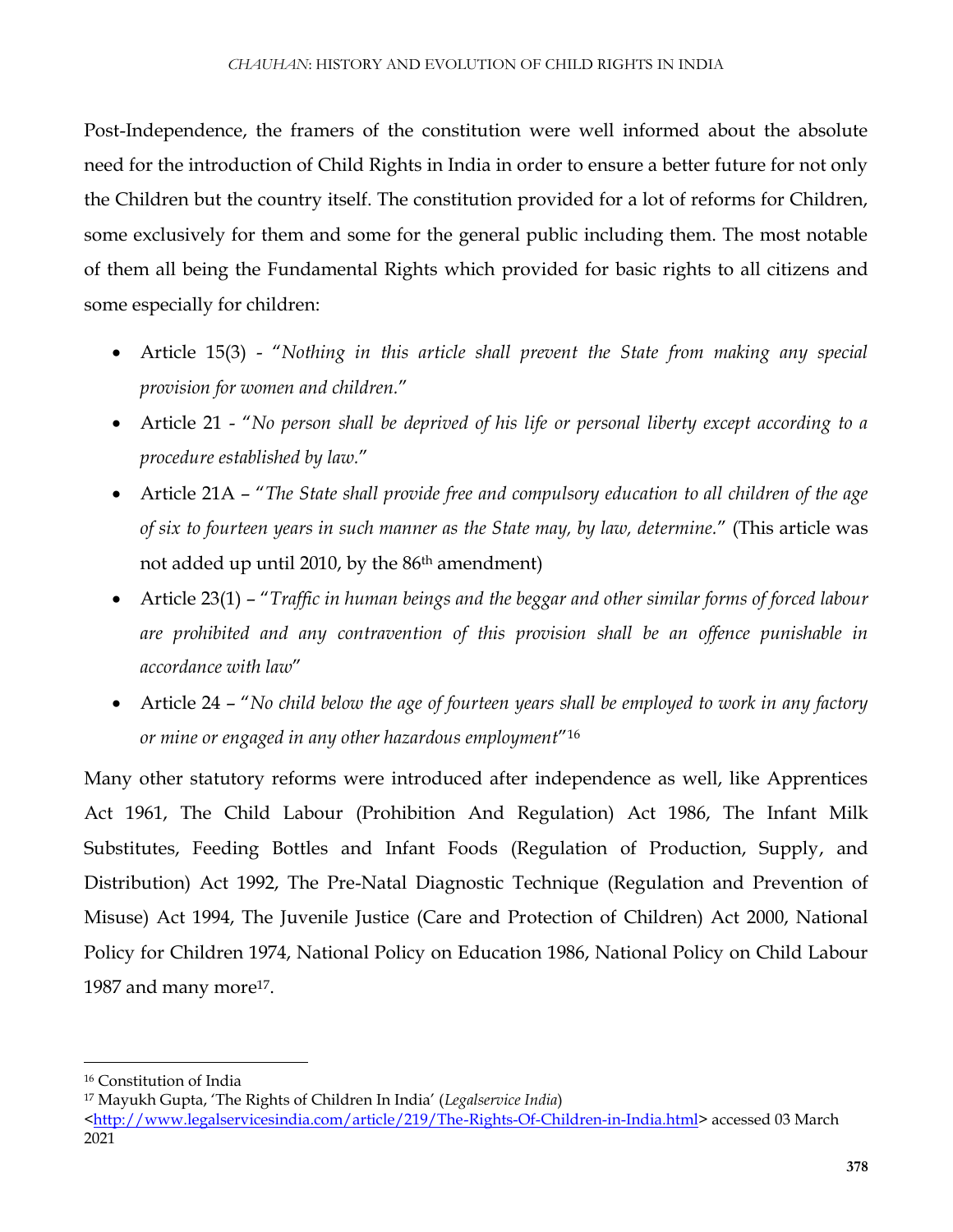Post-Independence, the framers of the constitution were well informed about the absolute need for the introduction of Child Rights in India in order to ensure a better future for not only the Children but the country itself. The constitution provided for a lot of reforms for Children, some exclusively for them and some for the general public including them. The most notable of them all being the Fundamental Rights which provided for basic rights to all citizens and some especially for children:

- Article 15(3) - "*Nothing in this article shall prevent the State from making any special provision for women and children.*"
- Article 21 - "*No person shall be deprived of his life or personal liberty except according to a procedure established by law.*"
- Article 21A – "*The State shall provide free and compulsory education to all children of the age of six to fourteen years in such manner as the State may, by law, determine.*" (This article was not added up until 2010, by the 86th amendment)
- Article 23(1) – "*Traffic in human beings and the beggar and other similar forms of forced labour are prohibited and any contravention of this provision shall be an offence punishable in accordance with law*"
- Article 24 – "*No child below the age of fourteen years shall be employed to work in any factory or mine or engaged in any other hazardous employment*"[16]

Many other statutory reforms were introduced after independence as well, like Apprentices Act 1961, The Child Labour (Prohibition And Regulation) Act 1986, The Infant Milk Substitutes, Feeding Bottles and Infant Foods (Regulation of Production, Supply, and Distribution) Act 1992, The Pre-Natal Diagnostic Technique (Regulation and Prevention of Misuse) Act 1994, The Juvenile Justice (Care and Protection of Children) Act 2000, National Policy for Children 1974, National Policy on Education 1986, National Policy on Child Labour 1987 and many more[17].

---

[16] Constitution of India

[17] Mayukh Gupta, 'The Rights of Children In India' (*Legalservice India*) <http://www.legalservicesindia.com/article/219/The-Rights-Of-Children-in-India.html> accessed 03 March 2021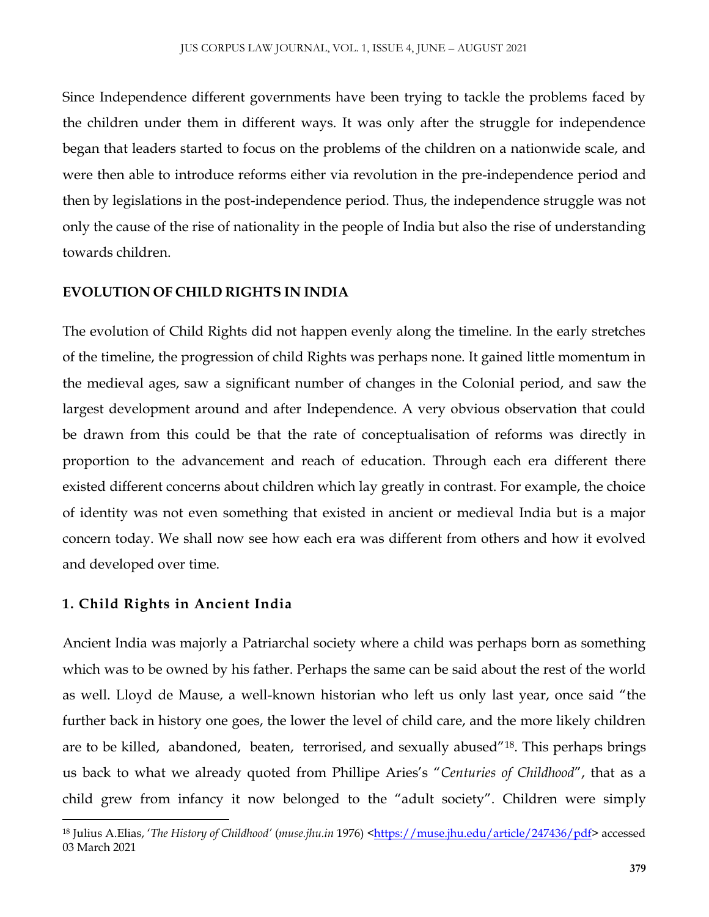Since Independence different governments have been trying to tackle the problems faced by the children under them in different ways. It was only after the struggle for independence began that leaders started to focus on the problems of the children on a nationwide scale, and were then able to introduce reforms either via revolution in the pre-independence period and then by legislations in the post-independence period. Thus, the independence struggle was not only the cause of the rise of nationality in the people of India but also the rise of understanding towards children.

## EVOLUTION OF CHILD RIGHTS IN INDIA

The evolution of Child Rights did not happen evenly along the timeline. In the early stretches of the timeline, the progression of child Rights was perhaps none. It gained little momentum in the medieval ages, saw a significant number of changes in the Colonial period, and saw the largest development around and after Independence. A very obvious observation that could be drawn from this could be that the rate of conceptualisation of reforms was directly in proportion to the advancement and reach of education. Through each era different there existed different concerns about children which lay greatly in contrast. For example, the choice of identity was not even something that existed in ancient or medieval India but is a major concern today. We shall now see how each era was different from others and how it evolved and developed over time.

### 1. Child Rights in Ancient India

Ancient India was majorly a Patriarchal society where a child was perhaps born as something which was to be owned by his father. Perhaps the same can be said about the rest of the world as well. Lloyd de Mause, a well-known historian who left us only last year, once said "the further back in history one goes, the lower the level of child care, and the more likely children are to be killed, abandoned, beaten, terrorised, and sexually abused"[18]. This perhaps brings us back to what we already quoted from Phillipe Aries's "*Centuries of Childhood*", that as a child grew from infancy it now belonged to the "adult society". Children were simply

---

[18] Julius A.Elias, '*The History of Childhood*' (*muse.jhu.in* 1976) <https://muse.jhu.edu/article/247436/pdf> accessed 03 March 2021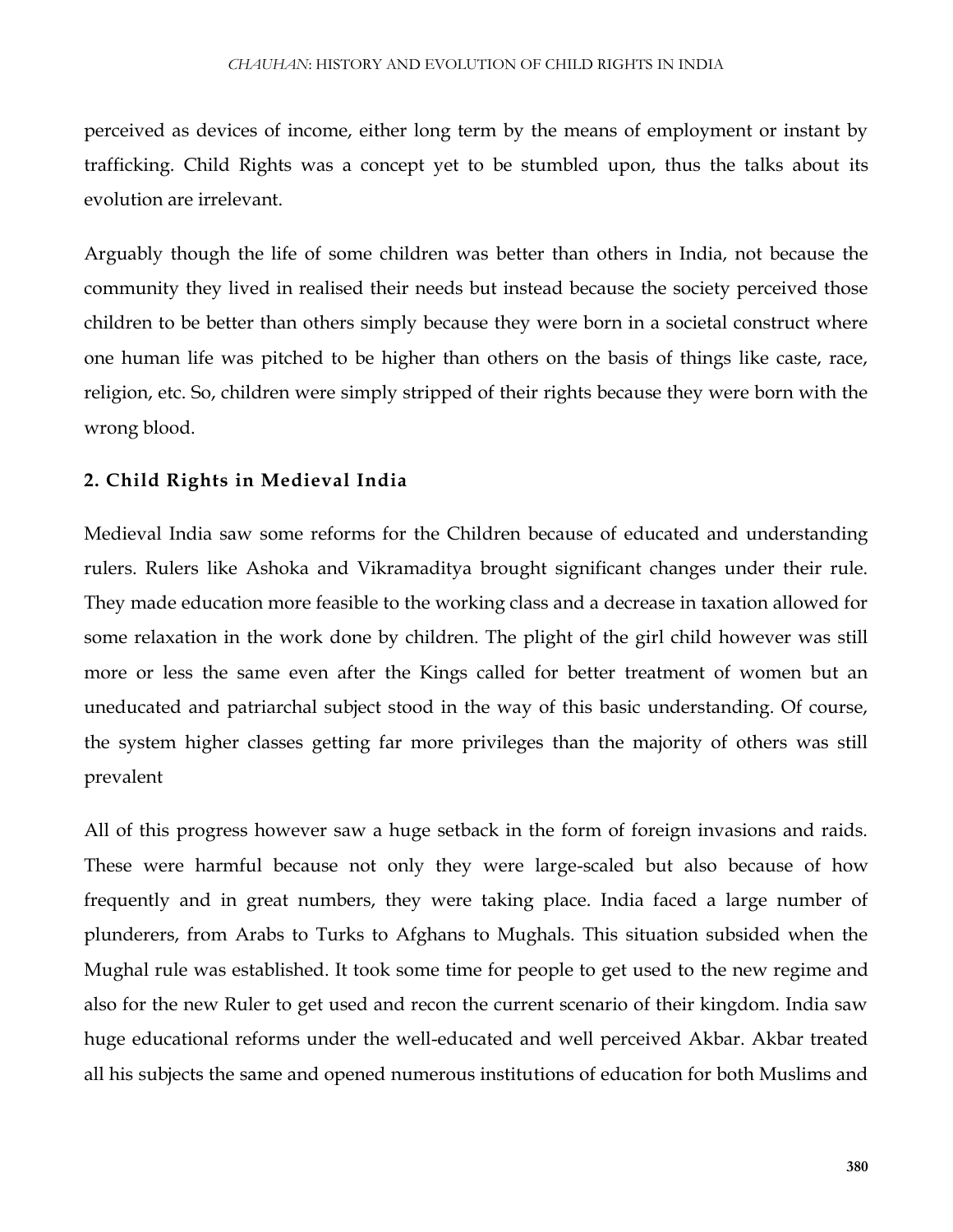perceived as devices of income, either long term by the means of employment or instant by trafficking. Child Rights was a concept yet to be stumbled upon, thus the talks about its evolution are irrelevant.

Arguably though the life of some children was better than others in India, not because the community they lived in realised their needs but instead because the society perceived those children to be better than others simply because they were born in a societal construct where one human life was pitched to be higher than others on the basis of things like caste, race, religion, etc. So, children were simply stripped of their rights because they were born with the wrong blood.

## 2. Child Rights in Medieval India

Medieval India saw some reforms for the Children because of educated and understanding rulers. Rulers like Ashoka and Vikramaditya brought significant changes under their rule. They made education more feasible to the working class and a decrease in taxation allowed for some relaxation in the work done by children. The plight of the girl child however was still more or less the same even after the Kings called for better treatment of women but an uneducated and patriarchal subject stood in the way of this basic understanding. Of course, the system higher classes getting far more privileges than the majority of others was still prevalent

All of this progress however saw a huge setback in the form of foreign invasions and raids. These were harmful because not only they were large-scaled but also because of how frequently and in great numbers, they were taking place. India faced a large number of plunderers, from Arabs to Turks to Afghans to Mughals. This situation subsided when the Mughal rule was established. It took some time for people to get used to the new regime and also for the new Ruler to get used and recon the current scenario of their kingdom. India saw huge educational reforms under the well-educated and well perceived Akbar. Akbar treated all his subjects the same and opened numerous institutions of education for both Muslims and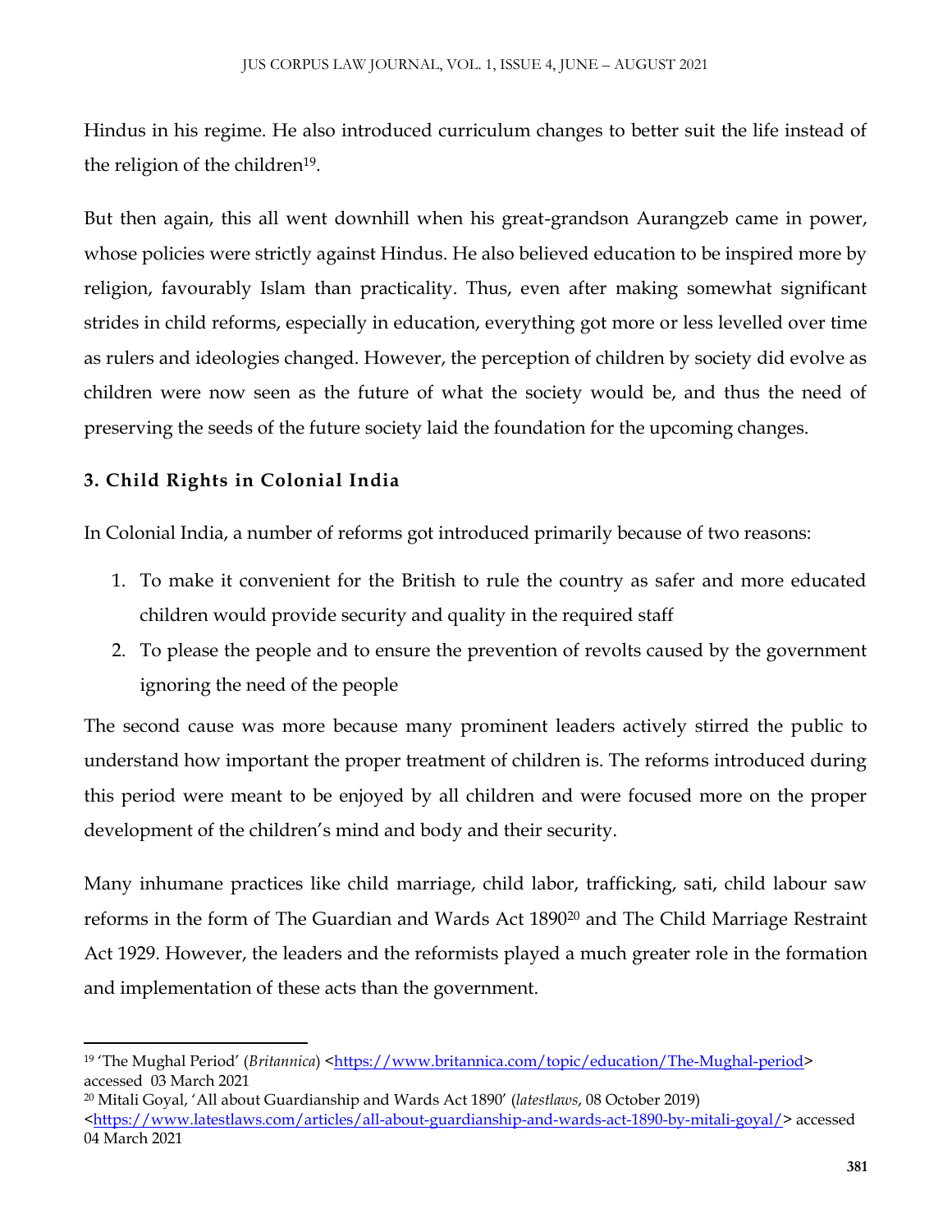Hindus in his regime. He also introduced curriculum changes to better suit the life instead of the religion of the children[19].

But then again, this all went downhill when his great-grandson Aurangzeb came in power, whose policies were strictly against Hindus. He also believed education to be inspired more by religion, favourably Islam than practicality. Thus, even after making somewhat significant strides in child reforms, especially in education, everything got more or less levelled over time as rulers and ideologies changed. However, the perception of children by society did evolve as children were now seen as the future of what the society would be, and thus the need of preserving the seeds of the future society laid the foundation for the upcoming changes.

### 3. Child Rights in Colonial India

In Colonial India, a number of reforms got introduced primarily because of two reasons:

1. To make it convenient for the British to rule the country as safer and more educated children would provide security and quality in the required staff
2. To please the people and to ensure the prevention of revolts caused by the government ignoring the need of the people

The second cause was more because many prominent leaders actively stirred the public to understand how important the proper treatment of children is. The reforms introduced during this period were meant to be enjoyed by all children and were focused more on the proper development of the children's mind and body and their security.

Many inhumane practices like child marriage, child labor, trafficking, sati, child labour saw reforms in the form of The Guardian and Wards Act 1890[20] and The Child Marriage Restraint Act 1929. However, the leaders and the reformists played a much greater role in the formation and implementation of these acts than the government.

---

[19] 'The Mughal Period' (*Britannica*) <https://www.britannica.com/topic/education/The-Mughal-period> accessed 03 March 2021

[20] Mitali Goyal, 'All about Guardianship and Wards Act 1890' (*latestlaws*, 08 October 2019) <https://www.latestlaws.com/articles/all-about-guardianship-and-wards-act-1890-by-mitali-goyal/> accessed 04 March 2021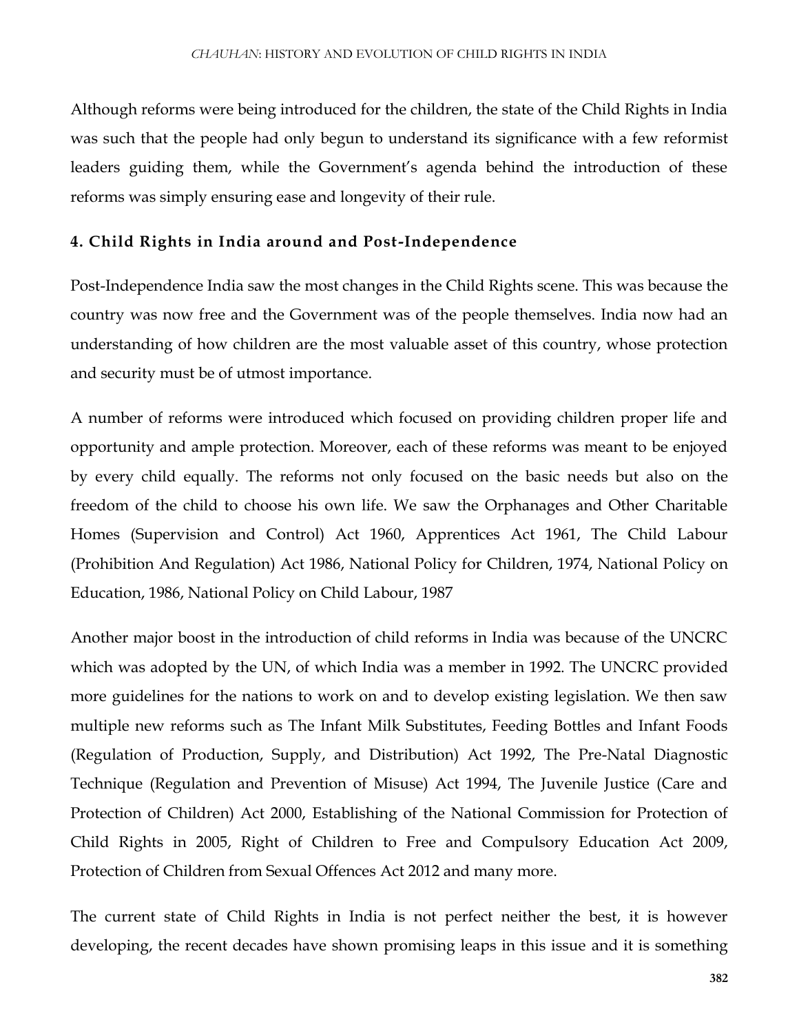Although reforms were being introduced for the children, the state of the Child Rights in India was such that the people had only begun to understand its significance with a few reformist leaders guiding them, while the Government's agenda behind the introduction of these reforms was simply ensuring ease and longevity of their rule.

## 4. Child Rights in India around and Post-Independence

Post-Independence India saw the most changes in the Child Rights scene. This was because the country was now free and the Government was of the people themselves. India now had an understanding of how children are the most valuable asset of this country, whose protection and security must be of utmost importance.

A number of reforms were introduced which focused on providing children proper life and opportunity and ample protection. Moreover, each of these reforms was meant to be enjoyed by every child equally. The reforms not only focused on the basic needs but also on the freedom of the child to choose his own life. We saw the Orphanages and Other Charitable Homes (Supervision and Control) Act 1960, Apprentices Act 1961, The Child Labour (Prohibition And Regulation) Act 1986, National Policy for Children, 1974, National Policy on Education, 1986, National Policy on Child Labour, 1987

Another major boost in the introduction of child reforms in India was because of the UNCRC which was adopted by the UN, of which India was a member in 1992. The UNCRC provided more guidelines for the nations to work on and to develop existing legislation. We then saw multiple new reforms such as The Infant Milk Substitutes, Feeding Bottles and Infant Foods (Regulation of Production, Supply, and Distribution) Act 1992, The Pre-Natal Diagnostic Technique (Regulation and Prevention of Misuse) Act 1994, The Juvenile Justice (Care and Protection of Children) Act 2000, Establishing of the National Commission for Protection of Child Rights in 2005, Right of Children to Free and Compulsory Education Act 2009, Protection of Children from Sexual Offences Act 2012 and many more.

The current state of Child Rights in India is not perfect neither the best, it is however developing, the recent decades have shown promising leaps in this issue and it is something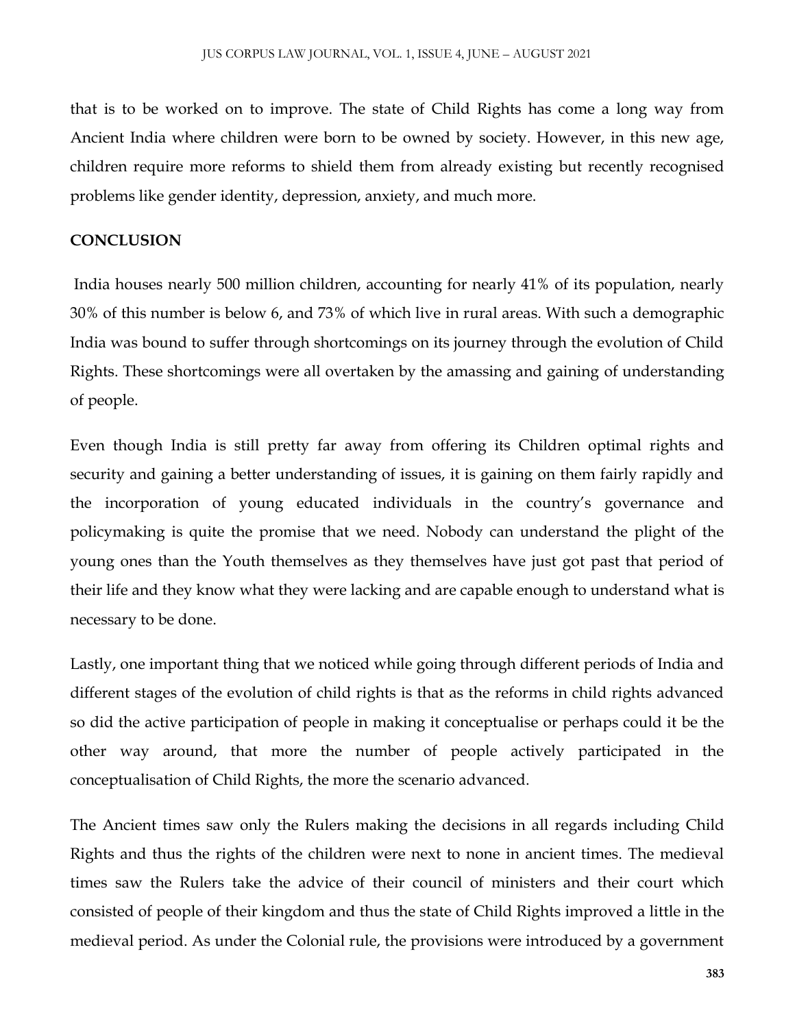that is to be worked on to improve. The state of Child Rights has come a long way from Ancient India where children were born to be owned by society. However, in this new age, children require more reforms to shield them from already existing but recently recognised problems like gender identity, depression, anxiety, and much more.

**CONCLUSION**

India houses nearly 500 million children, accounting for nearly 41% of its population, nearly 30% of this number is below 6, and 73% of which live in rural areas. With such a demographic India was bound to suffer through shortcomings on its journey through the evolution of Child Rights. These shortcomings were all overtaken by the amassing and gaining of understanding of people.

Even though India is still pretty far away from offering its Children optimal rights and security and gaining a better understanding of issues, it is gaining on them fairly rapidly and the incorporation of young educated individuals in the country's governance and policymaking is quite the promise that we need. Nobody can understand the plight of the young ones than the Youth themselves as they themselves have just got past that period of their life and they know what they were lacking and are capable enough to understand what is necessary to be done.

Lastly, one important thing that we noticed while going through different periods of India and different stages of the evolution of child rights is that as the reforms in child rights advanced so did the active participation of people in making it conceptualise or perhaps could it be the other way around, that more the number of people actively participated in the conceptualisation of Child Rights, the more the scenario advanced.

The Ancient times saw only the Rulers making the decisions in all regards including Child Rights and thus the rights of the children were next to none in ancient times. The medieval times saw the Rulers take the advice of their council of ministers and their court which consisted of people of their kingdom and thus the state of Child Rights improved a little in the medieval period. As under the Colonial rule, the provisions were introduced by a government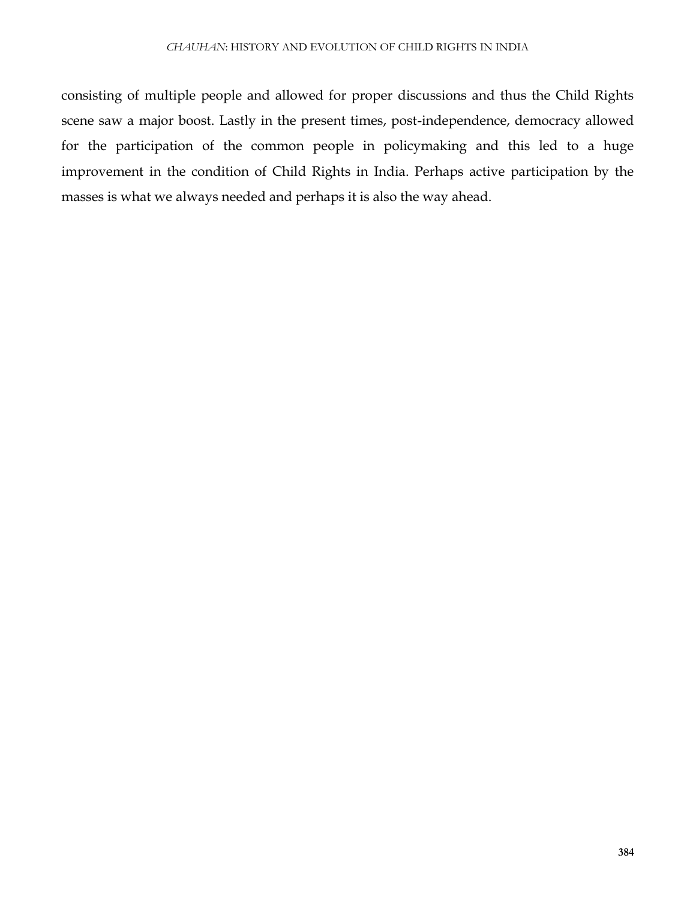consisting of multiple people and allowed for proper discussions and thus the Child Rights scene saw a major boost. Lastly in the present times, post-independence, democracy allowed for the participation of the common people in policymaking and this led to a huge improvement in the condition of Child Rights in India. Perhaps active participation by the masses is what we always needed and perhaps it is also the way ahead.